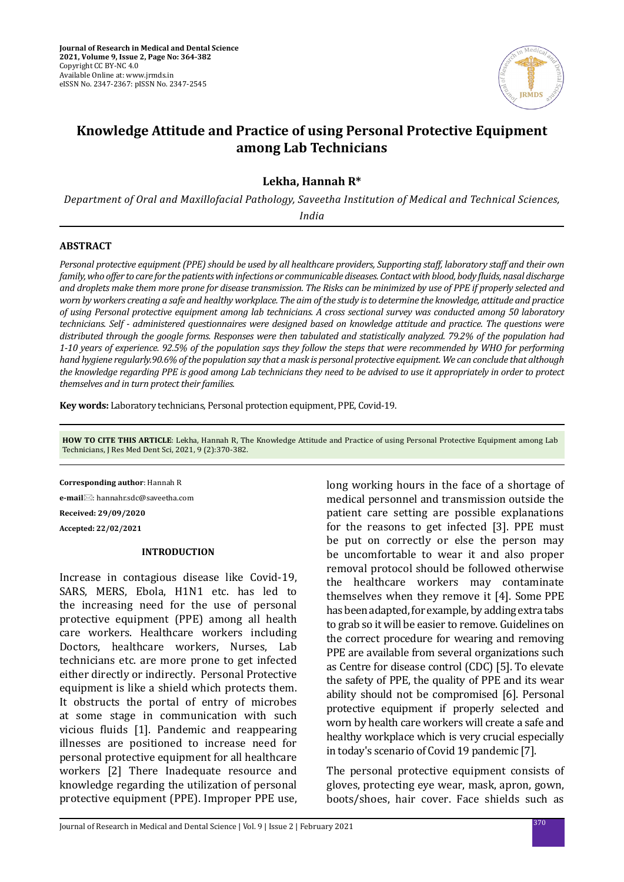# Knowledge Attitude and Practice of using Personal Protective Equipment among Lab Technicians

**Lekha, Hannah R***

*Department of Oral and Maxillofacial Pathology, Saveetha Institution of Medical and Technical Sciences, India*

## ABSTRACT

*Personal protective equipment (PPE) should be used by all healthcare providers, Supporting staff, laboratory staff and their own family, who offer to care for the patients with infections or communicable diseases. Contact with blood, body fluids, nasal discharge and droplets make them more prone for disease transmission. The Risks can be minimized by use of PPE if properly selected and worn by workers creating a safe and healthy workplace. The aim of the study is to determine the knowledge, attitude and practice of using Personal protective equipment among lab technicians. A cross sectional survey was conducted among 50 laboratory technicians. Self - administered questionnaires were designed based on knowledge attitude and practice. The questions were distributed through the google forms. Responses were then tabulated and statistically analyzed. 79.2% of the population had 1-10 years of experience. 92.5% of the population says they follow the steps that were recommended by WHO for performing hand hygiene regularly.90.6% of the population say that a mask is personal protective equipment. We can conclude that although the knowledge regarding PPE is good among Lab technicians they need to be advised to use it appropriately in order to protect themselves and in turn protect their families.*

**Key words:** Laboratory technicians, Personal protection equipment, PPE, Covid-19.

**HOW TO CITE THIS ARTICLE**: Lekha, Hannah R, The Knowledge Attitude and Practice of using Personal Protective Equipment among Lab Technicians, J Res Med Dent Sci, 2021, 9 (2):370-382.

**Corresponding author**: Hannah R

**e-mail**: hannahr.sdc@saveetha.com

**Received: 29/09/2020**

**Accepted: 22/02/2021**

## INTRODUCTION

Increase in contagious disease like Covid-19, SARS, MERS, Ebola, H1N1 etc. has led to the increasing need for the use of personal protective equipment (PPE) among all health care workers. Healthcare workers including Doctors, healthcare workers, Nurses, Lab technicians etc. are more prone to get infected either directly or indirectly. Personal Protective equipment is like a shield which protects them. It obstructs the portal of entry of microbes at some stage in communication with such vicious fluids [1]. Pandemic and reappearing illnesses are positioned to increase need for personal protective equipment for all healthcare workers [2] There Inadequate resource and knowledge regarding the utilization of personal protective equipment (PPE). Improper PPE use, long working hours in the face of a shortage of medical personnel and transmission outside the patient care setting are possible explanations for the reasons to get infected [3]. PPE must be put on correctly or else the person may be uncomfortable to wear it and also proper removal protocol should be followed otherwise the healthcare workers may contaminate themselves when they remove it [4]. Some PPE has been adapted, for example, by adding extra tabs to grab so it will be easier to remove. Guidelines on the correct procedure for wearing and removing PPE are available from several organizations such as Centre for disease control (CDC) [5]. To elevate the safety of PPE, the quality of PPE and its wear ability should not be compromised [6]. Personal protective equipment if properly selected and worn by health care workers will create a safe and healthy workplace which is very crucial especially in today's scenario of Covid 19 pandemic [7].

The personal protective equipment consists of gloves, protecting eye wear, mask, apron, gown, boots/shoes, hair cover. Face shields such as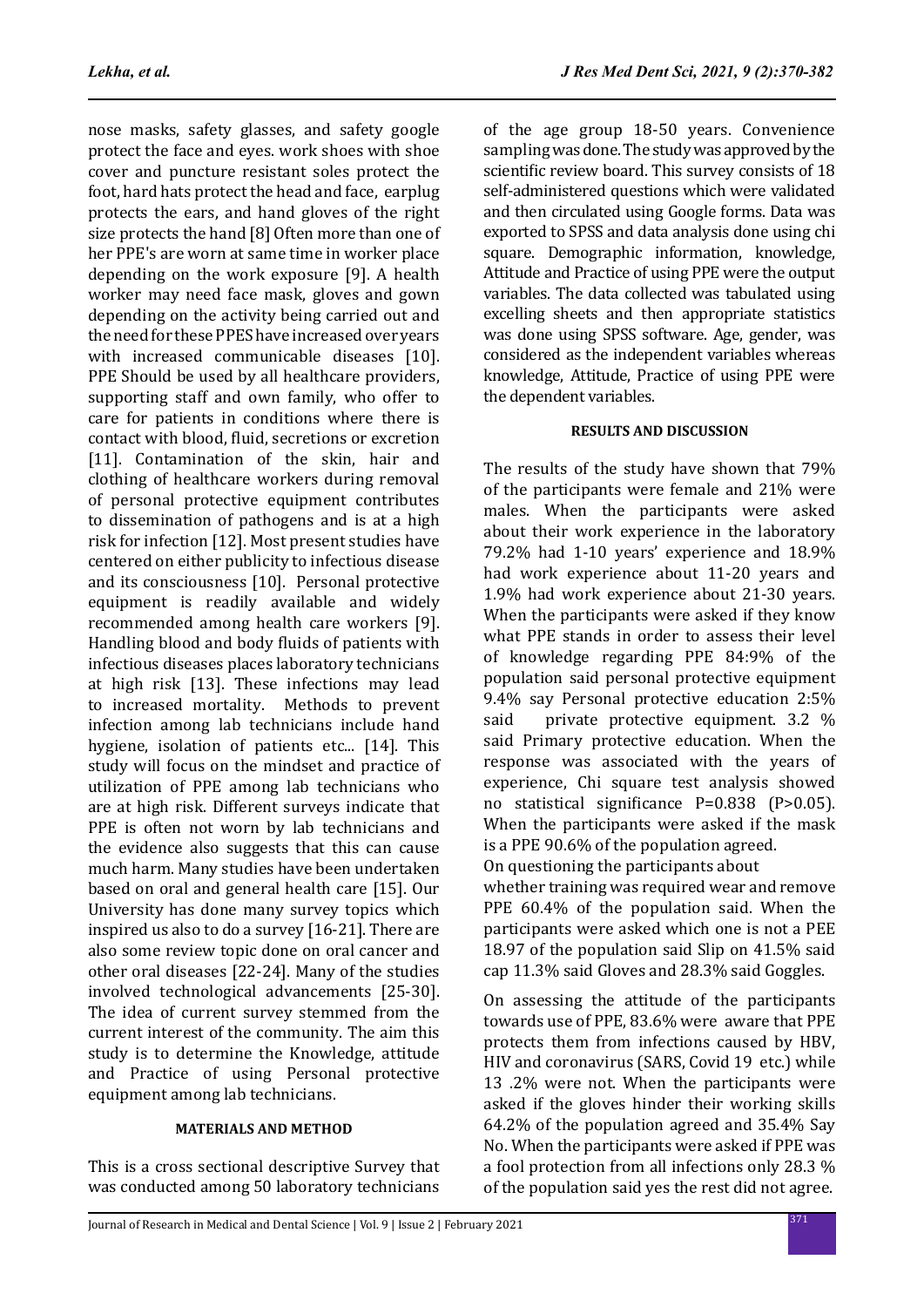nose masks, safety glasses, and safety google protect the face and eyes. work shoes with shoe cover and puncture resistant soles protect the foot, hard hats protect the head and face, earplug protects the ears, and hand gloves of the right size protects the hand [8] Often more than one of her PPE's are worn at same time in worker place depending on the work exposure [9]. A health worker may need face mask, gloves and gown depending on the activity being carried out and the need for these PPES have increased over years with increased communicable diseases [10]. PPE Should be used by all healthcare providers, supporting staff and own family, who offer to care for patients in conditions where there is contact with blood, fluid, secretions or excretion [11]. Contamination of the skin, hair and clothing of healthcare workers during removal of personal protective equipment contributes to dissemination of pathogens and is at a high risk for infection [12]. Most present studies have centered on either publicity to infectious disease and its consciousness [10]. Personal protective equipment is readily available and widely recommended among health care workers [9]. Handling blood and body fluids of patients with infectious diseases places laboratory technicians at high risk [13]. These infections may lead to increased mortality. Methods to prevent infection among lab technicians include hand hygiene, isolation of patients etc... [14]. This study will focus on the mindset and practice of utilization of PPE among lab technicians who are at high risk. Different surveys indicate that PPE is often not worn by lab technicians and the evidence also suggests that this can cause much harm. Many studies have been undertaken based on oral and general health care [15]. Our University has done many survey topics which inspired us also to do a survey [16-21]. There are also some review topic done on oral cancer and other oral diseases [22-24]. Many of the studies involved technological advancements [25-30]. The idea of current survey stemmed from the current interest of the community. The aim this study is to determine the Knowledge, attitude and Practice of using Personal protective equipment among lab technicians.

## MATERIALS AND METHOD

This is a cross sectional descriptive Survey that was conducted among 50 laboratory technicians of the age group 18-50 years. Convenience sampling was done. The study was approved by the scientific review board. This survey consists of 18 self-administered questions which were validated and then circulated using Google forms. Data was exported to SPSS and data analysis done using chi square. Demographic information, knowledge, Attitude and Practice of using PPE were the output variables. The data collected was tabulated using excelling sheets and then appropriate statistics was done using SPSS software. Age, gender, was considered as the independent variables whereas knowledge, Attitude, Practice of using PPE were the dependent variables.

## RESULTS AND DISCUSSION

The results of the study have shown that 79% of the participants were female and 21% were males. When the participants were asked about their work experience in the laboratory 79.2% had 1-10 years' experience and 18.9% had work experience about 11-20 years and 1.9% had work experience about 21-30 years. When the participants were asked if they know what PPE stands in order to assess their level of knowledge regarding PPE 84:9% of the population said personal protective equipment 9.4% say Personal protective education 2:5% said private protective equipment. 3.2 % said Primary protective education. When the response was associated with the years of experience, Chi square test analysis showed no statistical significance P=0.838 (P>0.05). When the participants were asked if the mask is a PPE 90.6% of the population agreed.

On questioning the participants about whether training was required wear and remove PPE 60.4% of the population said. When the participants were asked which one is not a PEE 18.97 of the population said Slip on 41.5% said cap 11.3% said Gloves and 28.3% said Goggles.

On assessing the attitude of the participants towards use of PPE, 83.6% were aware that PPE protects them from infections caused by HBV, HIV and coronavirus (SARS, Covid 19 etc.) while 13 .2% were not. When the participants were asked if the gloves hinder their working skills 64.2% of the population agreed and 35.4% Say No. When the participants were asked if PPE was a fool protection from all infections only 28.3 % of the population said yes the rest did not agree.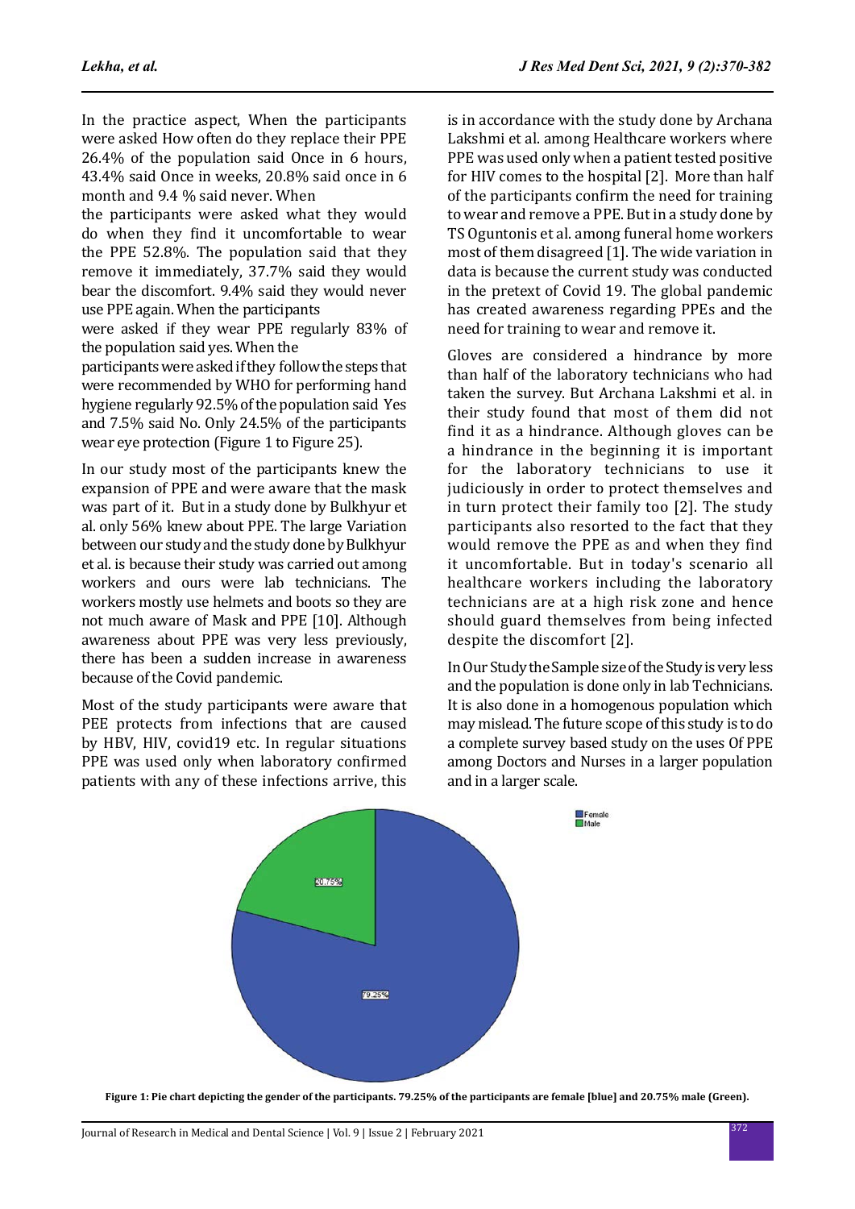In the practice aspect, When the participants were asked How often do they replace their PPE 26.4% of the population said Once in 6 hours, 43.4% said Once in weeks, 20.8% said once in 6 month and 9.4 % said never. When the participants were asked what they would do when they find it uncomfortable to wear the PPE 52.8%. The population said that they remove it immediately, 37.7% said they would bear the discomfort. 9.4% said they would never use PPE again. When the participants were asked if they wear PPE regularly 83% of the population said yes. When the participants were asked if they follow the steps that were recommended by WHO for performing hand hygiene regularly 92.5% of the population said Yes and 7.5% said No. Only 24.5% of the participants wear eye protection (Figure 1 to Figure 25).

In our study most of the participants knew the expansion of PPE and were aware that the mask was part of it. But in a study done by Bulkhyur et al. only 56% knew about PPE. The large Variation between our study and the study done by Bulkhyur et al. is because their study was carried out among workers and ours were lab technicians. The workers mostly use helmets and boots so they are not much aware of Mask and PPE [10]. Although awareness about PPE was very less previously, there has been a sudden increase in awareness because of the Covid pandemic.

Most of the study participants were aware that PEE protects from infections that are caused by HBV, HIV, covid19 etc. In regular situations PPE was used only when laboratory confirmed patients with any of these infections arrive, this is in accordance with the study done by Archana Lakshmi et al. among Healthcare workers where PPE was used only when a patient tested positive for HIV comes to the hospital [2]. More than half of the participants confirm the need for training to wear and remove a PPE. But in a study done by TS Oguntonis et al. among funeral home workers most of them disagreed [1]. The wide variation in data is because the current study was conducted in the pretext of Covid 19. The global pandemic has created awareness regarding PPEs and the need for training to wear and remove it.

Gloves are considered a hindrance by more than half of the laboratory technicians who had taken the survey. But Archana Lakshmi et al. in their study found that most of them did not find it as a hindrance. Although gloves can be a hindrance in the beginning it is important for the laboratory technicians to use it judiciously in order to protect themselves and in turn protect their family too [2]. The study participants also resorted to the fact that they would remove the PPE as and when they find it uncomfortable. But in today's scenario all healthcare workers including the laboratory technicians are at a high risk zone and hence should guard themselves from being infected despite the discomfort [2].

In Our Study the Sample size of the Study is very less and the population is done only in lab Technicians. It is also done in a homogenous population which may mislead. The future scope of this study is to do a complete survey based study on the uses Of PPE among Doctors and Nurses in a larger population and in a larger scale.

**Figure 1: Pie chart depicting the gender of the participants. 79.25% of the participants are female [blue] and 20.75% male (Green).**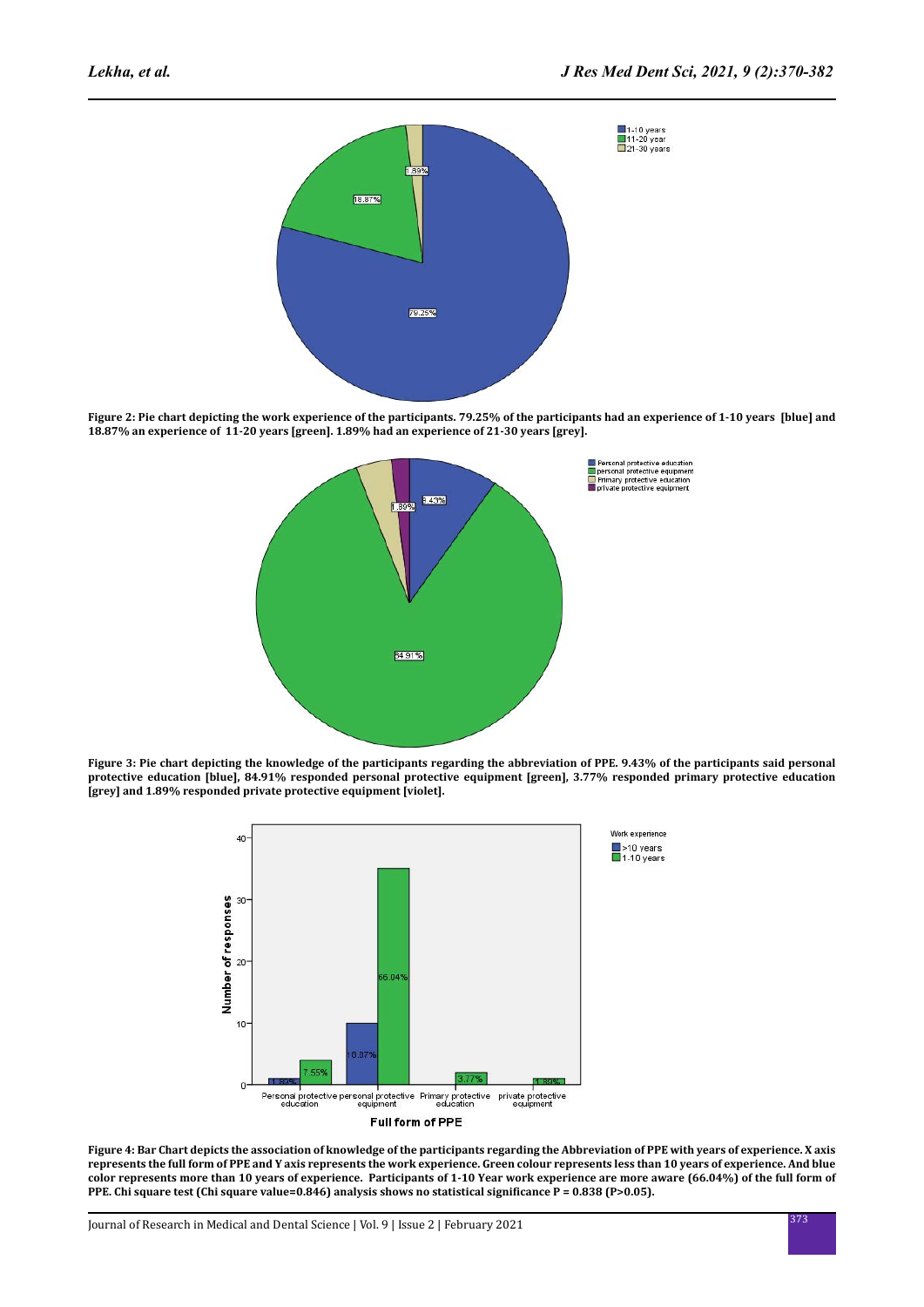**Figure 2: Pie chart depicting the work experience of the participants. 79.25% of the participants had an experience of 1-10 years [blue] and 18.87% an experience of 11-20 years [green]. 1.89% had an experience of 21-30 years [grey].**

**Figure 3: Pie chart depicting the knowledge of the participants regarding the abbreviation of PPE. 9.43% of the participants said personal protective education [blue], 84.91% responded personal protective equipment [green], 3.77% responded primary protective education [grey] and 1.89% responded private protective equipment [violet].**

**Figure 4: Bar Chart depicts the association of knowledge of the participants regarding the Abbreviation of PPE with years of experience. X axis represents the full form of PPE and Y axis represents the work experience. Green colour represents less than 10 years of experience. And blue color represents more than 10 years of experience. Participants of 1-10 Year work experience are more aware (66.04%) of the full form of PPE. Chi square test (Chi square value=0.846) analysis shows no statistical significance P = 0.838 (P>0.05).**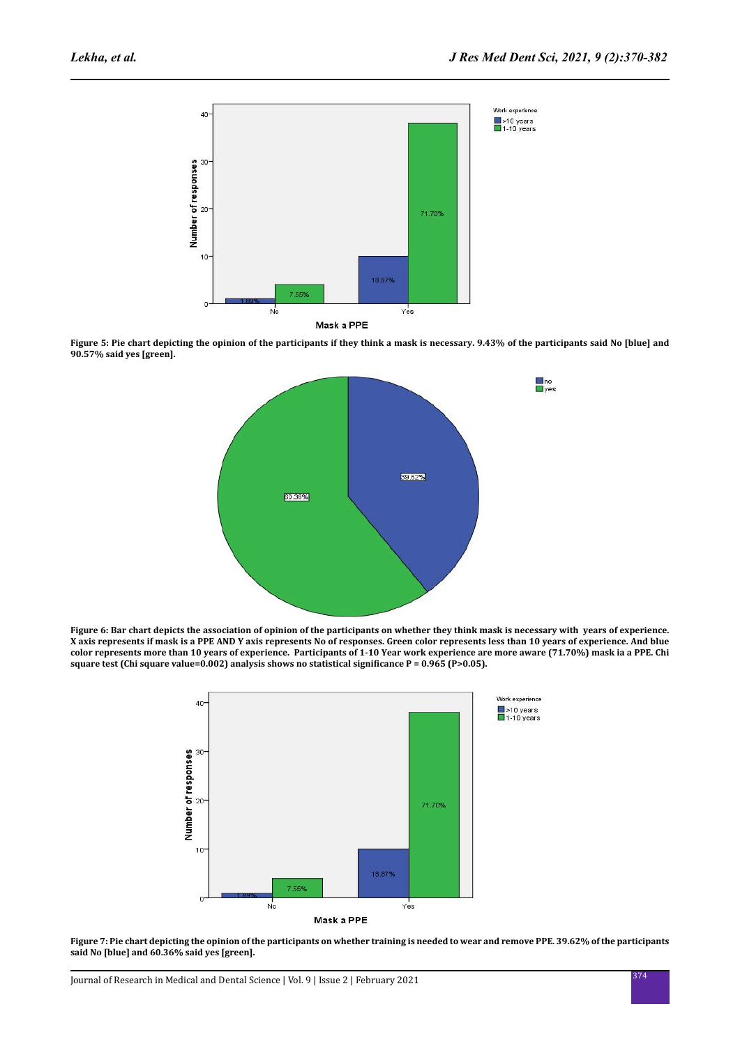Figure 5: Pie chart depicting the opinion of the participants if they think a mask is necessary. 9.43% of the participants said No [blue] and 90.57% said yes [green].

Figure 6: Bar chart depicts the association of opinion of the participants on whether they think mask is necessary with years of experience. X axis represents if mask is a PPE AND Y axis represents No of responses. Green color represents less than 10 years of experience. And blue color represents more than 10 years of experience. Participants of 1-10 Year work experience are more aware (71.70%) mask ia a PPE. Chi square test (Chi square value=0.002) analysis shows no statistical significance P = 0.965 (P>0.05).

Figure 7: Pie chart depicting the opinion of the participants on whether training is needed to wear and remove PPE. 39.62% of the participants said No [blue] and 60.36% said yes [green].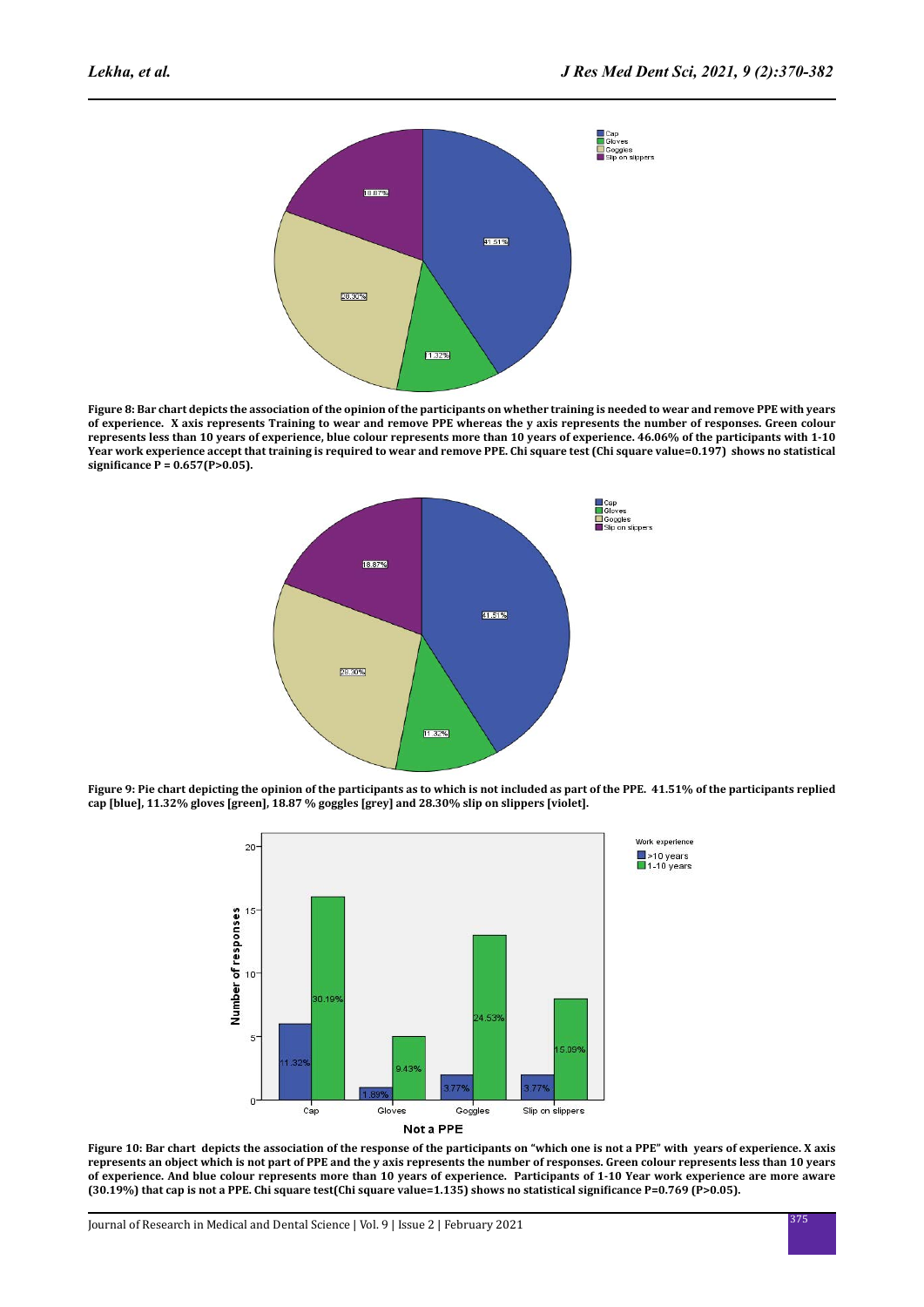Figure 8: Bar chart depicts the association of the opinion of the participants on whether training is needed to wear and remove PPE with years of experience. X axis represents Training to wear and remove PPE whereas the y axis represents the number of responses. Green colour represents less than 10 years of experience, blue colour represents more than 10 years of experience. 46.06% of the participants with 1-10 Year work experience accept that training is required to wear and remove PPE. Chi square test (Chi square value=0.197) shows no statistical significance P = 0.657(P>0.05).

Figure 9: Pie chart depicting the opinion of the participants as to which is not included as part of the PPE. 41.51% of the participants replied cap [blue], 11.32% gloves [green], 18.87 % goggles [grey] and 28.30% slip on slippers [violet].

Figure 10: Bar chart depicts the association of the response of the participants on "which one is not a PPE" with years of experience. X axis represents an object which is not part of PPE and the y axis represents the number of responses. Green colour represents less than 10 years of experience. And blue colour represents more than 10 years of experience. Participants of 1-10 Year work experience are more aware (30.19%) that cap is not a PPE. Chi square test(Chi square value=1.135) shows no statistical significance P=0.769 (P>0.05).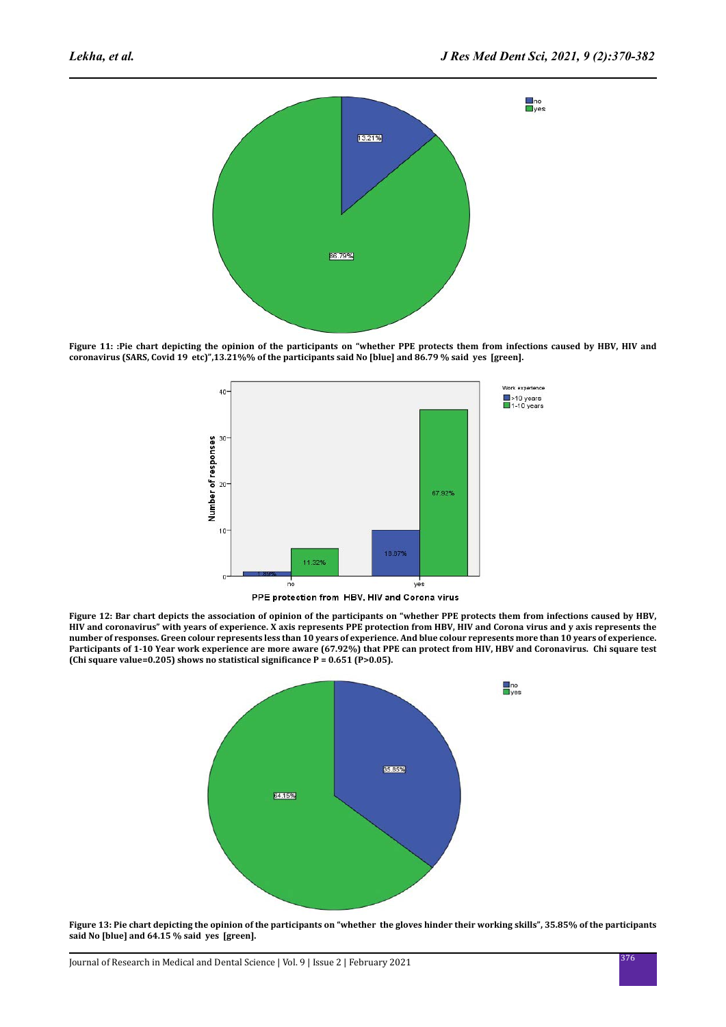Figure 11: :Pie chart depicting the opinion of the participants on "whether PPE protects them from infections caused by HBV, HIV and coronavirus (SARS, Covid 19 etc)",13.21%% of the participants said No [blue] and 86.79 % said yes [green].

Figure 12: Bar chart depicts the association of opinion of the participants on "whether PPE protects them from infections caused by HBV, HIV and coronavirus" with years of experience. X axis represents PPE protection from HBV, HIV and Corona virus and y axis represents the number of responses. Green colour represents less than 10 years of experience. And blue colour represents more than 10 years of experience. Participants of 1-10 Year work experience are more aware (67.92%) that PPE can protect from HIV, HBV and Coronavirus. Chi square test (Chi square value=0.205) shows no statistical significance P = 0.651 (P>0.05).

Figure 13: Pie chart depicting the opinion of the participants on "whether the gloves hinder their working skills", 35.85% of the participants said No [blue] and 64.15 % said yes [green].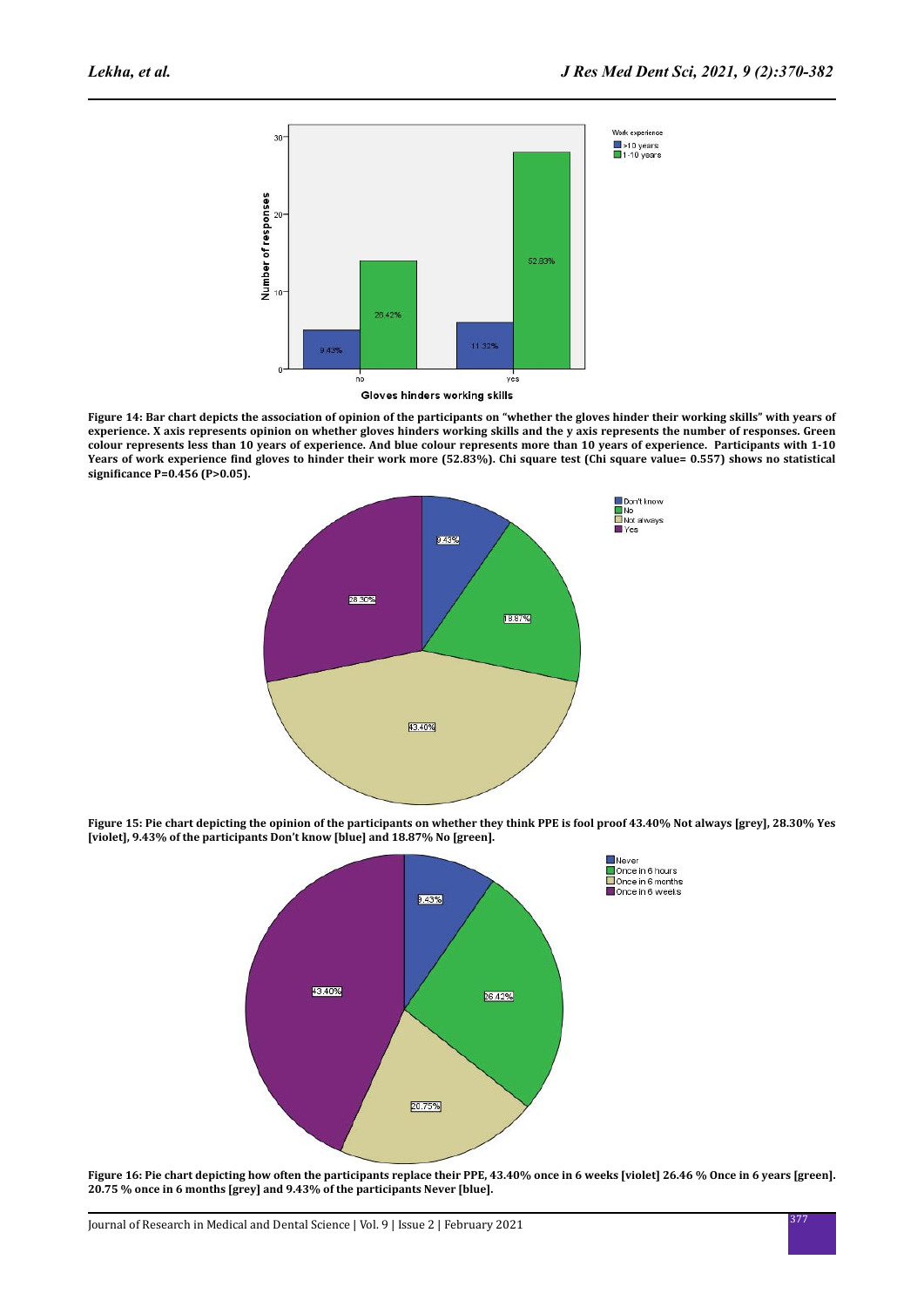Figure 14: Bar chart depicts the association of opinion of the participants on "whether the gloves hinder their working skills" with years of experience. X axis represents opinion on whether gloves hinders working skills and the y axis represents the number of responses. Green colour represents less than 10 years of experience. And blue colour represents more than 10 years of experience. Participants with 1-10 Years of work experience find gloves to hinder their work more (52.83%). Chi square test (Chi square value= 0.557) shows no statistical significance P=0.456 (P>0.05).

Figure 15: Pie chart depicting the opinion of the participants on whether they think PPE is fool proof 43.40% Not always [grey], 28.30% Yes [violet], 9.43% of the participants Don't know [blue] and 18.87% No [green].

Figure 16: Pie chart depicting how often the participants replace their PPE, 43.40% once in 6 weeks [violet] 26.46 % Once in 6 years [green]. 20.75 % once in 6 months [grey] and 9.43% of the participants Never [blue].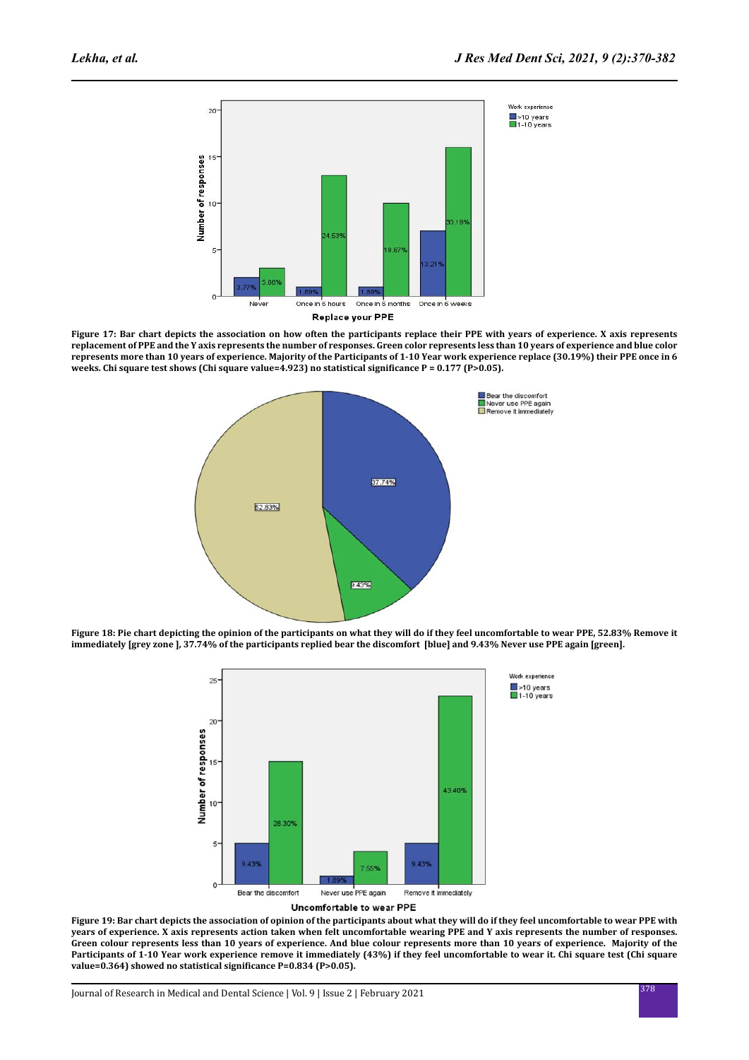**Figure 17: Bar chart depicts the association on how often the participants replace their PPE with years of experience. X axis represents replacement of PPE and the Y axis represents the number of responses. Green color represents less than 10 years of experience and blue color represents more than 10 years of experience. Majority of the Participants of 1-10 Year work experience replace (30.19%) their PPE once in 6 weeks. Chi square test shows (Chi square value=4.923) no statistical significance P = 0.177 (P>0.05).**

**Figure 18: Pie chart depicting the opinion of the participants on what they will do if they feel uncomfortable to wear PPE, 52.83% Remove it immediately [grey zone ], 37.74% of the participants replied bear the discomfort [blue] and 9.43% Never use PPE again [green].**

**Figure 19: Bar chart depicts the association of opinion of the participants about what they will do if they feel uncomfortable to wear PPE with years of experience. X axis represents action taken when felt uncomfortable wearing PPE and Y axis represents the number of responses. Green colour represents less than 10 years of experience. And blue colour represents more than 10 years of experience. Majority of the Participants of 1-10 Year work experience remove it immediately (43%) if they feel uncomfortable to wear it. Chi square test (Chi square value=0.364) showed no statistical significance P=0.834 (P>0.05).**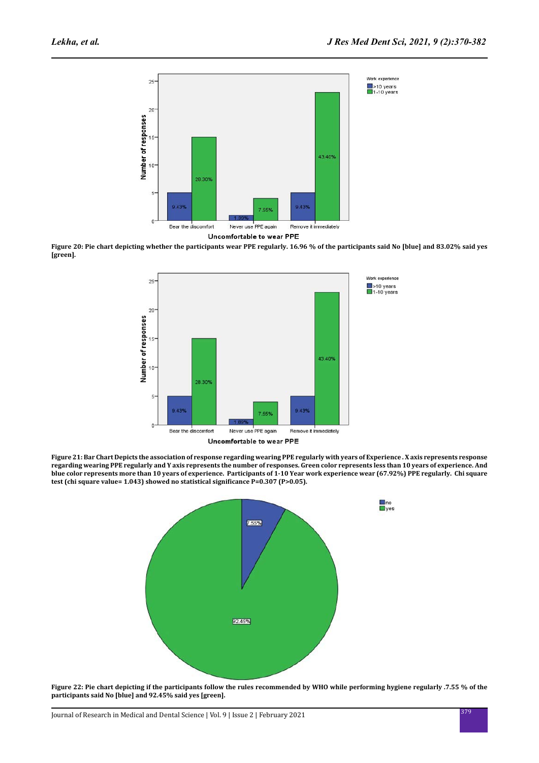Figure 20: Pie chart depicting whether the participants wear PPE regularly. 16.96 % of the participants said No [blue] and 83.02% said yes [green].

Figure 21: Bar Chart Depicts the association of response regarding wearing PPE regularly with years of Experience . X axis represents response regarding wearing PPE regularly and Y axis represents the number of responses. Green color represents less than 10 years of experience. And blue color represents more than 10 years of experience. Participants of 1-10 Year work experience wear (67.92%) PPE regularly. Chi square test (chi square value= 1.043) showed no statistical significance P=0.307 (P>0.05).

Figure 22: Pie chart depicting if the participants follow the rules recommended by WHO while performing hygiene regularly .7.55 % of the participants said No [blue] and 92.45% said yes [green].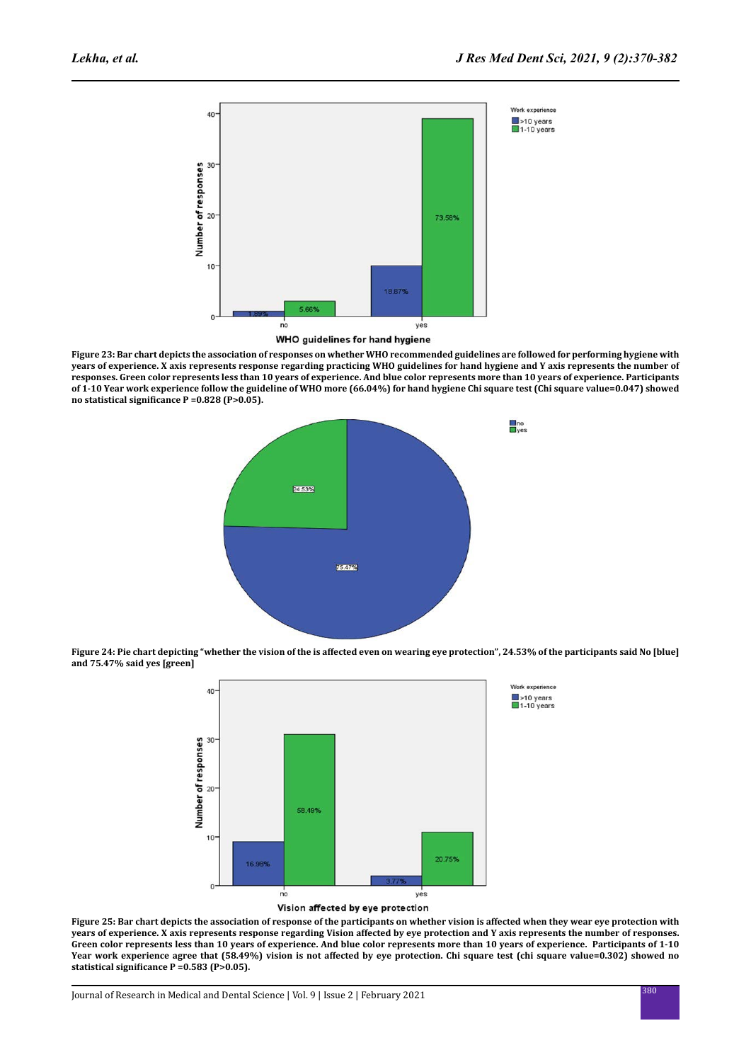Figure 23: Bar chart depicts the association of responses on whether WHO recommended guidelines are followed for performing hygiene with years of experience. X axis represents response regarding practicing WHO guidelines for hand hygiene and Y axis represents the number of responses. Green color represents less than 10 years of experience. And blue color represents more than 10 years of experience. Participants of 1-10 Year work experience follow the guideline of WHO more (66.04%) for hand hygiene Chi square test (Chi square value=0.047) showed no statistical significance P =0.828 (P>0.05).

Figure 24: Pie chart depicting "whether the vision of the is affected even on wearing eye protection", 24.53% of the participants said No [blue] and 75.47% said yes [green]

Figure 25: Bar chart depicts the association of response of the participants on whether vision is affected when they wear eye protection with years of experience. X axis represents response regarding Vision affected by eye protection and Y axis represents the number of responses. Green color represents less than 10 years of experience. And blue color represents more than 10 years of experience. Participants of 1-10 Year work experience agree that (58.49%) vision is not affected by eye protection. Chi square test (chi square value=0.302) showed no statistical significance P =0.583 (P>0.05).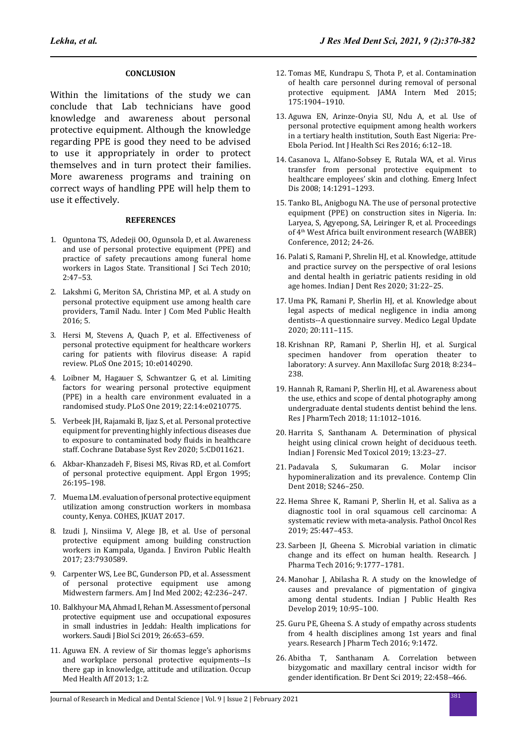## CONCLUSION

Within the limitations of the study we can conclude that Lab technicians have good knowledge and awareness about personal protective equipment. Although the knowledge regarding PPE is good they need to be advised to use it appropriately in order to protect themselves and in turn protect their families. More awareness programs and training on correct ways of handling PPE will help them to use it effectively.

## REFERENCES

1. Oguntona TS, Adedeji OO, Ogunsola D, et al. Awareness and use of personal protective equipment (PPE) and practice of safety precautions among funeral home workers in Lagos State. Transitional J Sci Tech 2010; 2:47–53.
2. Lakshmi G, Meriton SA, Christina MP, et al. A study on personal protective equipment use among health care providers, Tamil Nadu. Inter J Com Med Public Health 2016; 5.
3. Hersi M, Stevens A, Quach P, et al. Effectiveness of personal protective equipment for healthcare workers caring for patients with filovirus disease: A rapid review. PLoS One 2015; 10:e0140290.
4. Loibner M, Hagauer S, Schwantzer G, et al. Limiting factors for wearing personal protective equipment (PPE) in a health care environment evaluated in a randomised study. PLoS One 2019; 22:14:e0210775.
5. Verbeek JH, Rajamaki B, Ijaz S, et al. Personal protective equipment for preventing highly infectious diseases due to exposure to contaminated body fluids in healthcare staff. Cochrane Database Syst Rev 2020; 5:CD011621.
6. Akbar-Khanzadeh F, Bisesi MS, Rivas RD, et al. Comfort of personal protective equipment. Appl Ergon 1995; 26:195–198.
7. Muema LM. evaluation of personal protective equipment utilization among construction workers in mombasa county, Kenya. COHES, JKUAT 2017.
8. Izudi J, Ninsiima V, Alege JB, et al. Use of personal protective equipment among building construction workers in Kampala, Uganda. J Environ Public Health 2017; 23:7930589.
9. Carpenter WS, Lee BC, Gunderson PD, et al. Assessment of personal protective equipment use among Midwestern farmers. Am J Ind Med 2002; 42:236–247.
10. Balkhyour MA, Ahmad I, Rehan M. Assessment of personal protective equipment use and occupational exposures in small industries in Jeddah: Health implications for workers. Saudi J Biol Sci 2019; 26:653–659.
11. Aguwa EN. A review of Sir thomas legge's aphorisms and workplace personal protective equipments--Is there gap in knowledge, attitude and utilization. Occup Med Health Aff 2013; 1:2.
12. Tomas ME, Kundrapu S, Thota P, et al. Contamination of health care personnel during removal of personal protective equipment. JAMA Intern Med 2015; 175:1904–1910.
13. Aguwa EN, Arinze-Onyia SU, Ndu A, et al. Use of personal protective equipment among health workers in a tertiary health institution, South East Nigeria: Pre-Ebola Period. Int J Health Sci Res 2016; 6:12–18.
14. Casanova L, Alfano-Sobsey E, Rutala WA, et al. Virus transfer from personal protective equipment to healthcare employees' skin and clothing. Emerg Infect Dis 2008; 14:1291–1293.
15. Tanko BL, Anigbogu NA. The use of personal protective equipment (PPE) on construction sites in Nigeria. In: Laryea, S, Agyepong, SA, Leiringer R, et al. Proceedings of 4th West Africa built environment research (WABER) Conference, 2012; 24-26.
16. Palati S, Ramani P, Shrelin HJ, et al. Knowledge, attitude and practice survey on the perspective of oral lesions and dental health in geriatric patients residing in old age homes. Indian J Dent Res 2020; 31:22–25.
17. Uma PK, Ramani P, Sherlin HJ, et al. Knowledge about legal aspects of medical negligence in india among dentists--A questionnaire survey. Medico Legal Update 2020; 20:111–115.
18. Krishnan RP, Ramani P, Sherlin HJ, et al. Surgical specimen handover from operation theater to laboratory: A survey. Ann Maxillofac Surg 2018; 8:234–238.
19. Hannah R, Ramani P, Sherlin HJ, et al. Awareness about the use, ethics and scope of dental photography among undergraduate dental students dentist behind the lens. Res J PharmTech 2018; 11:1012–1016.
20. Harrita S, Santhanam A. Determination of physical height using clinical crown height of deciduous teeth. Indian J Forensic Med Toxicol 2019; 13:23–27.
21. Padavala S, Sukumaran G. Molar incisor hypomineralization and its prevalence. Contemp Clin Dent 2018; S246–250.
22. Hema Shree K, Ramani P, Sherlin H, et al. Saliva as a diagnostic tool in oral squamous cell carcinoma: A systematic review with meta-analysis. Pathol Oncol Res 2019; 25:447–453.
23. Sarbeen JI, Gheena S. Microbial variation in climatic change and its effect on human health. Research. J Pharma Tech 2016; 9:1777–1781.
24. Manohar J, Abilasha R. A study on the knowledge of causes and prevalance of pigmentation of gingiva among dental students. Indian J Public Health Res Develop 2019; 10:95–100.
25. Guru PE, Gheena S. A study of empathy across students from 4 health disciplines among 1st years and final years. Research J Pharm Tech 2016; 9:1472.
26. Abitha T, Santhanam A. Correlation between bizygomatic and maxillary central incisor width for gender identification. Br Dent Sci 2019; 22:458–466.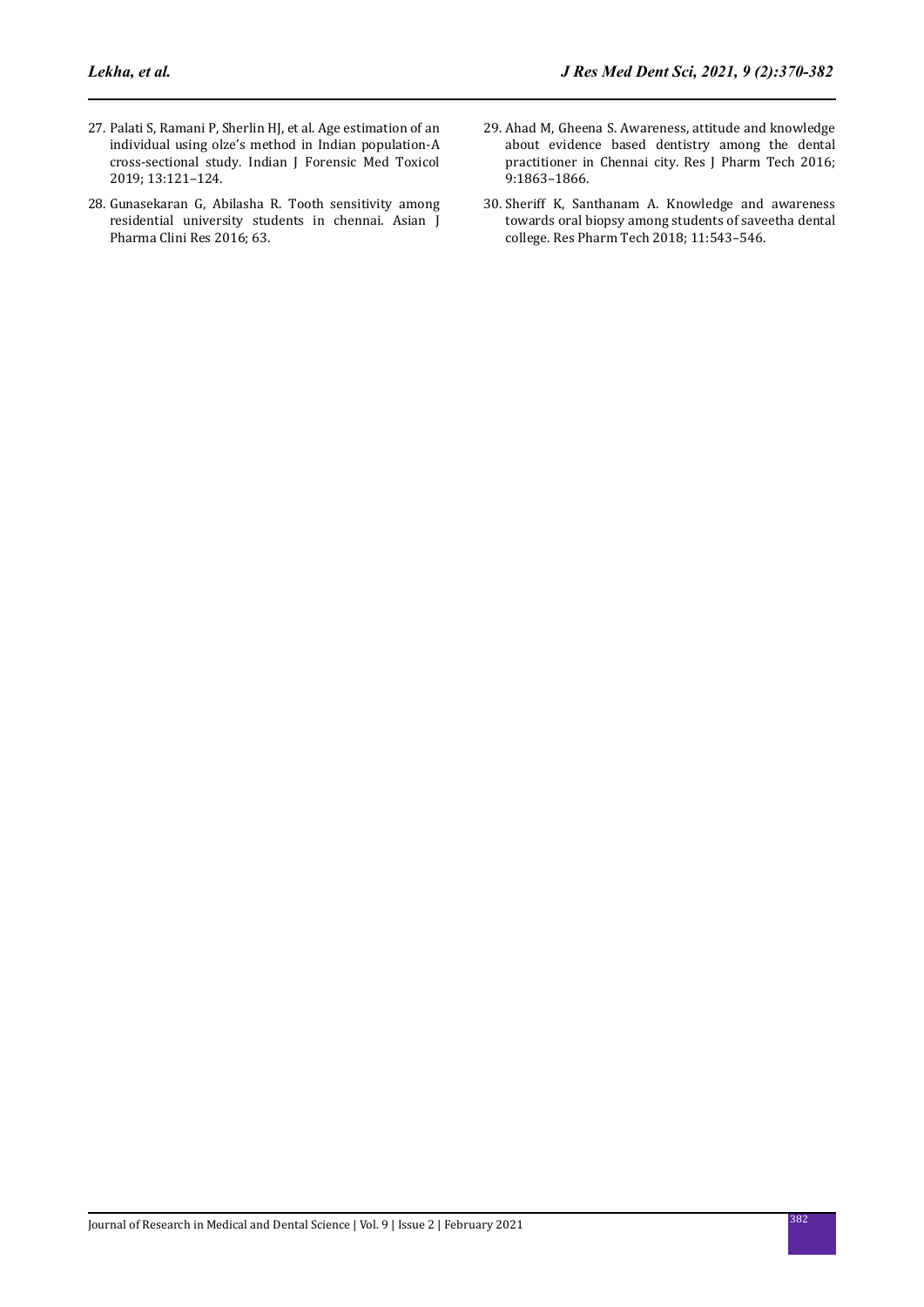27. Palati S, Ramani P, Sherlin HJ, et al. Age estimation of an individual using olze's method in Indian population-A cross-sectional study. Indian J Forensic Med Toxicol 2019; 13:121–124.

28. Gunasekaran G, Abilasha R. Tooth sensitivity among residential university students in chennai. Asian J Pharma Clini Res 2016; 63.

29. Ahad M, Gheena S. Awareness, attitude and knowledge about evidence based dentistry among the dental practitioner in Chennai city. Res J Pharm Tech 2016; 9:1863–1866.

30. Sheriff K, Santhanam A. Knowledge and awareness towards oral biopsy among students of saveetha dental college. Res Pharm Tech 2018; 11:543–546.